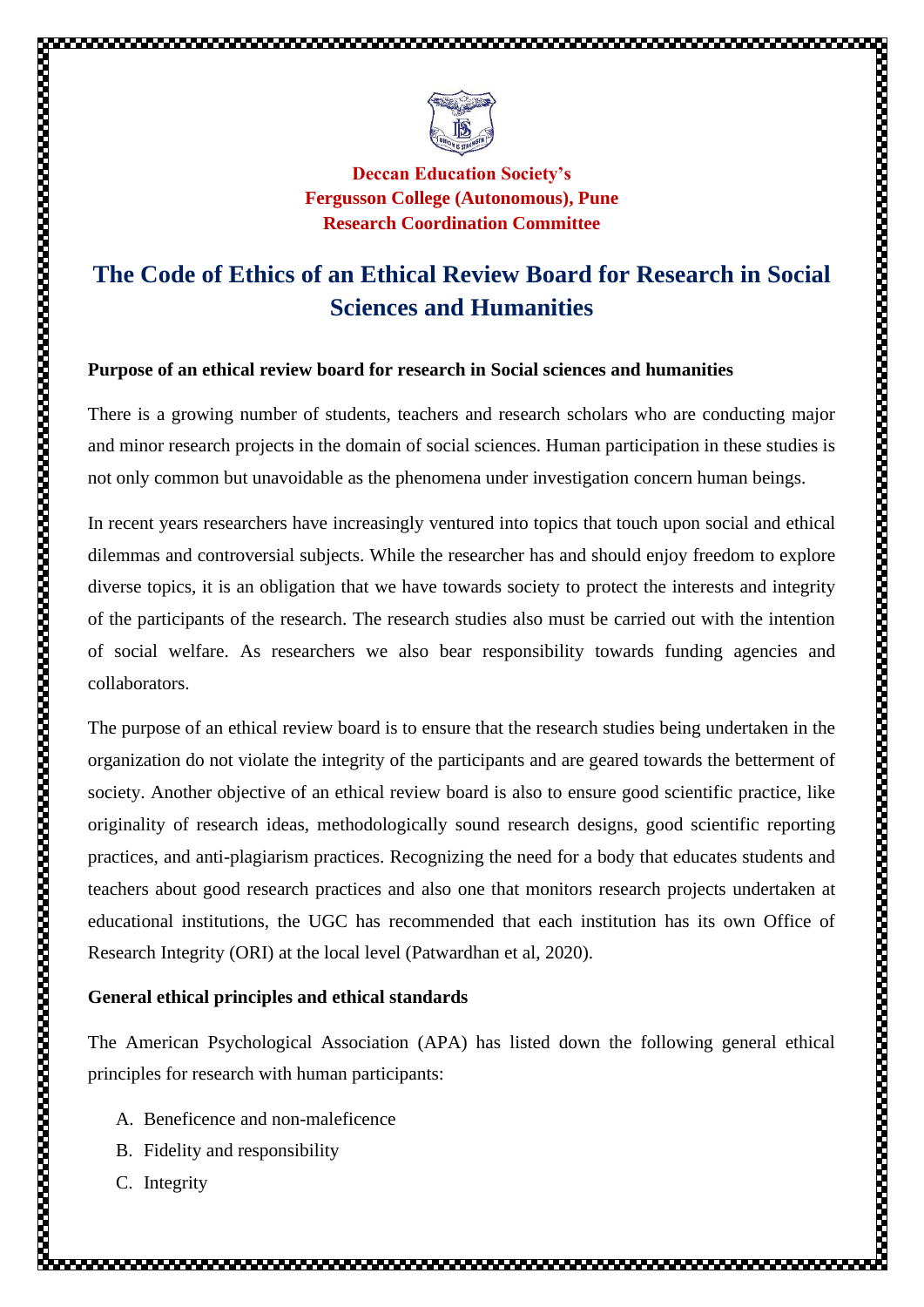**Deccan Education Society's**
**Fergusson College (Autonomous), Pune**
**Research Coordination Committee**

# The Code of Ethics of an Ethical Review Board for Research in Social Sciences and Humanities

**Purpose of an ethical review board for research in Social sciences and humanities**

There is a growing number of students, teachers and research scholars who are conducting major and minor research projects in the domain of social sciences. Human participation in these studies is not only common but unavoidable as the phenomena under investigation concern human beings.

In recent years researchers have increasingly ventured into topics that touch upon social and ethical dilemmas and controversial subjects. While the researcher has and should enjoy freedom to explore diverse topics, it is an obligation that we have towards society to protect the interests and integrity of the participants of the research. The research studies also must be carried out with the intention of social welfare. As researchers we also bear responsibility towards funding agencies and collaborators.

The purpose of an ethical review board is to ensure that the research studies being undertaken in the organization do not violate the integrity of the participants and are geared towards the betterment of society. Another objective of an ethical review board is also to ensure good scientific practice, like originality of research ideas, methodologically sound research designs, good scientific reporting practices, and anti-plagiarism practices. Recognizing the need for a body that educates students and teachers about good research practices and also one that monitors research projects undertaken at educational institutions, the UGC has recommended that each institution has its own Office of Research Integrity (ORI) at the local level (Patwardhan et al, 2020).

**General ethical principles and ethical standards**

The American Psychological Association (APA) has listed down the following general ethical principles for research with human participants:

A. Beneficence and non-maleficence
B. Fidelity and responsibility
C. Integrity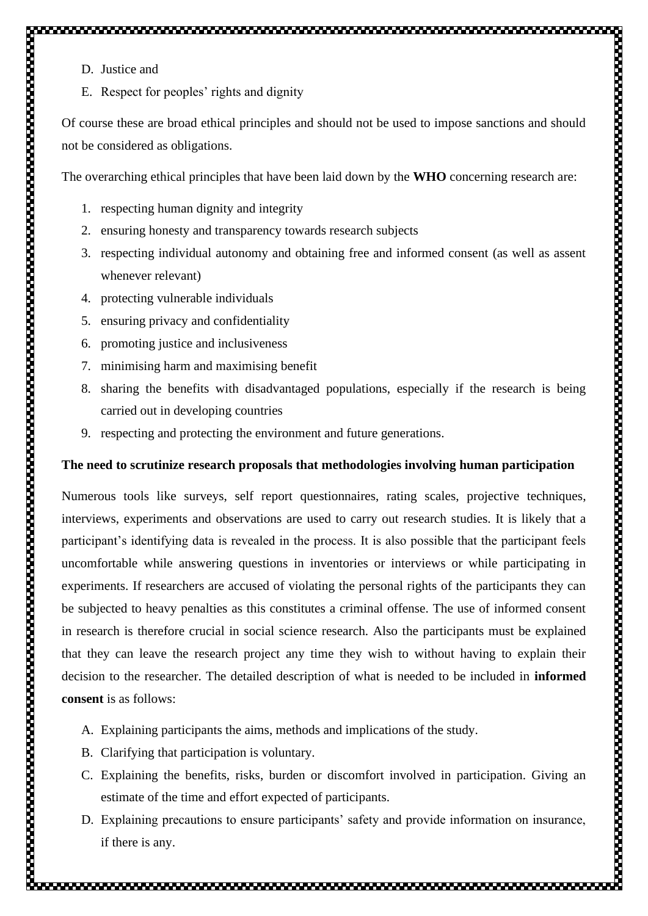D. Justice and
E. Respect for peoples' rights and dignity

Of course these are broad ethical principles and should not be used to impose sanctions and should not be considered as obligations.

The overarching ethical principles that have been laid down by the **WHO** concerning research are:

1. respecting human dignity and integrity
2. ensuring honesty and transparency towards research subjects
3. respecting individual autonomy and obtaining free and informed consent (as well as assent whenever relevant)
4. protecting vulnerable individuals
5. ensuring privacy and confidentiality
6. promoting justice and inclusiveness
7. minimising harm and maximising benefit
8. sharing the benefits with disadvantaged populations, especially if the research is being carried out in developing countries
9. respecting and protecting the environment and future generations.

**The need to scrutinize research proposals that methodologies involving human participation**

Numerous tools like surveys, self report questionnaires, rating scales, projective techniques, interviews, experiments and observations are used to carry out research studies. It is likely that a participant's identifying data is revealed in the process. It is also possible that the participant feels uncomfortable while answering questions in inventories or interviews or while participating in experiments. If researchers are accused of violating the personal rights of the participants they can be subjected to heavy penalties as this constitutes a criminal offense. The use of informed consent in research is therefore crucial in social science research. Also the participants must be explained that they can leave the research project any time they wish to without having to explain their decision to the researcher. The detailed description of what is needed to be included in **informed consent** is as follows:

A. Explaining participants the aims, methods and implications of the study.
B. Clarifying that participation is voluntary.
C. Explaining the benefits, risks, burden or discomfort involved in participation. Giving an estimate of the time and effort expected of participants.
D. Explaining precautions to ensure participants' safety and provide information on insurance, if there is any.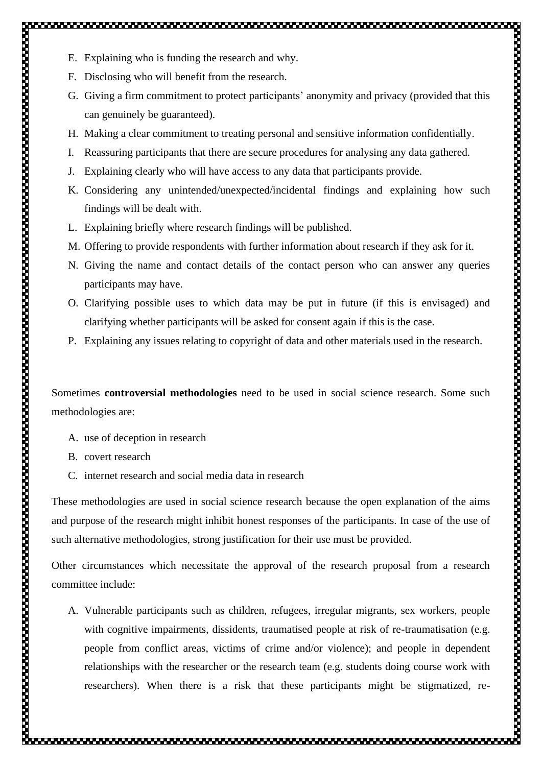E. Explaining who is funding the research and why.
F. Disclosing who will benefit from the research.
G. Giving a firm commitment to protect participants' anonymity and privacy (provided that this can genuinely be guaranteed).
H. Making a clear commitment to treating personal and sensitive information confidentially.
I. Reassuring participants that there are secure procedures for analysing any data gathered.
J. Explaining clearly who will have access to any data that participants provide.
K. Considering any unintended/unexpected/incidental findings and explaining how such findings will be dealt with.
L. Explaining briefly where research findings will be published.
M. Offering to provide respondents with further information about research if they ask for it.
N. Giving the name and contact details of the contact person who can answer any queries participants may have.
O. Clarifying possible uses to which data may be put in future (if this is envisaged) and clarifying whether participants will be asked for consent again if this is the case.
P. Explaining any issues relating to copyright of data and other materials used in the research.

Sometimes **controversial methodologies** need to be used in social science research. Some such methodologies are:

A. use of deception in research
B. covert research
C. internet research and social media data in research

These methodologies are used in social science research because the open explanation of the aims and purpose of the research might inhibit honest responses of the participants. In case of the use of such alternative methodologies, strong justification for their use must be provided.

Other circumstances which necessitate the approval of the research proposal from a research committee include:

A. Vulnerable participants such as children, refugees, irregular migrants, sex workers, people with cognitive impairments, dissidents, traumatised people at risk of re-traumatisation (e.g. people from conflict areas, victims of crime and/or violence); and people in dependent relationships with the researcher or the research team (e.g. students doing course work with researchers). When there is a risk that these participants might be stigmatized, re-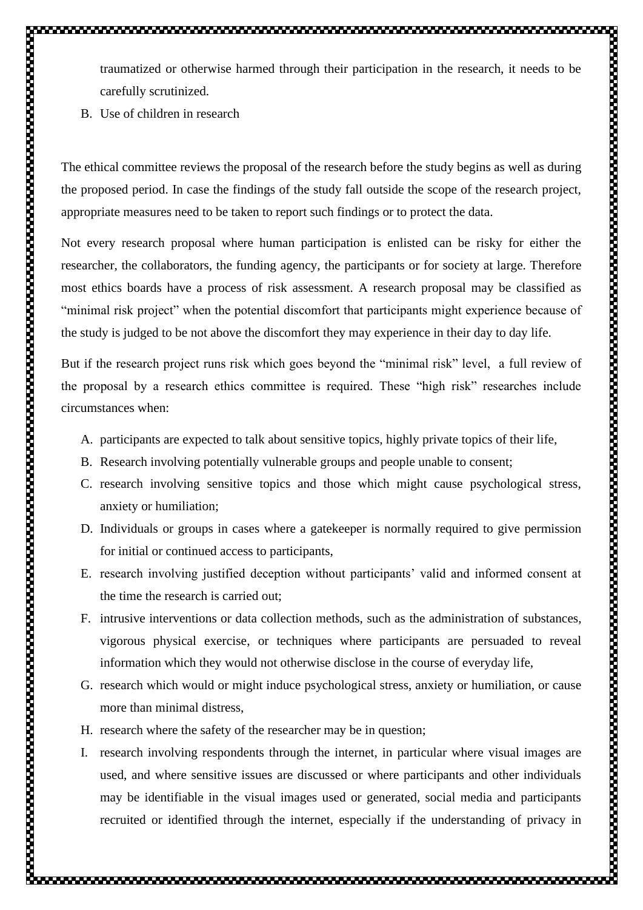traumatized or otherwise harmed through their participation in the research, it needs to be carefully scrutinized.

B. Use of children in research

The ethical committee reviews the proposal of the research before the study begins as well as during the proposed period. In case the findings of the study fall outside the scope of the research project, appropriate measures need to be taken to report such findings or to protect the data.

Not every research proposal where human participation is enlisted can be risky for either the researcher, the collaborators, the funding agency, the participants or for society at large. Therefore most ethics boards have a process of risk assessment. A research proposal may be classified as "minimal risk project" when the potential discomfort that participants might experience because of the study is judged to be not above the discomfort they may experience in their day to day life.

But if the research project runs risk which goes beyond the "minimal risk" level, a full review of the proposal by a research ethics committee is required. These "high risk" researches include circumstances when:

A. participants are expected to talk about sensitive topics, highly private topics of their life,
B. Research involving potentially vulnerable groups and people unable to consent;
C. research involving sensitive topics and those which might cause psychological stress, anxiety or humiliation;
D. Individuals or groups in cases where a gatekeeper is normally required to give permission for initial or continued access to participants,
E. research involving justified deception without participants' valid and informed consent at the time the research is carried out;
F. intrusive interventions or data collection methods, such as the administration of substances, vigorous physical exercise, or techniques where participants are persuaded to reveal information which they would not otherwise disclose in the course of everyday life,
G. research which would or might induce psychological stress, anxiety or humiliation, or cause more than minimal distress,
H. research where the safety of the researcher may be in question;
I. research involving respondents through the internet, in particular where visual images are used, and where sensitive issues are discussed or where participants and other individuals may be identifiable in the visual images used or generated, social media and participants recruited or identified through the internet, especially if the understanding of privacy in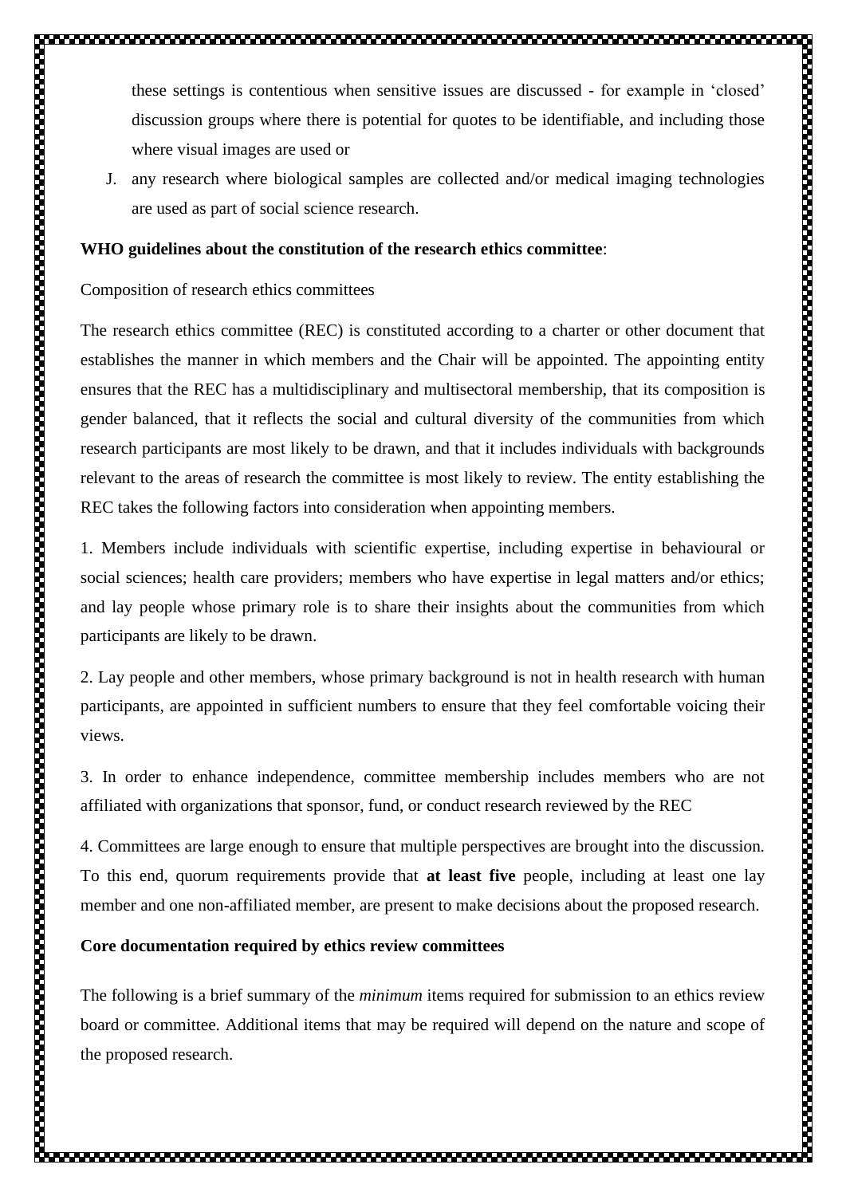these settings is contentious when sensitive issues are discussed - for example in 'closed' discussion groups where there is potential for quotes to be identifiable, and including those where visual images are used or

J. any research where biological samples are collected and/or medical imaging technologies are used as part of social science research.

**WHO guidelines about the constitution of the research ethics committee**:

Composition of research ethics committees

The research ethics committee (REC) is constituted according to a charter or other document that establishes the manner in which members and the Chair will be appointed. The appointing entity ensures that the REC has a multidisciplinary and multisectoral membership, that its composition is gender balanced, that it reflects the social and cultural diversity of the communities from which research participants are most likely to be drawn, and that it includes individuals with backgrounds relevant to the areas of research the committee is most likely to review. The entity establishing the REC takes the following factors into consideration when appointing members.

1. Members include individuals with scientific expertise, including expertise in behavioural or social sciences; health care providers; members who have expertise in legal matters and/or ethics; and lay people whose primary role is to share their insights about the communities from which participants are likely to be drawn.

2. Lay people and other members, whose primary background is not in health research with human participants, are appointed in sufficient numbers to ensure that they feel comfortable voicing their views.

3. In order to enhance independence, committee membership includes members who are not affiliated with organizations that sponsor, fund, or conduct research reviewed by the REC

4. Committees are large enough to ensure that multiple perspectives are brought into the discussion. To this end, quorum requirements provide that **at least five** people, including at least one lay member and one non-affiliated member, are present to make decisions about the proposed research.

**Core documentation required by ethics review committees**

The following is a brief summary of the *minimum* items required for submission to an ethics review board or committee. Additional items that may be required will depend on the nature and scope of the proposed research.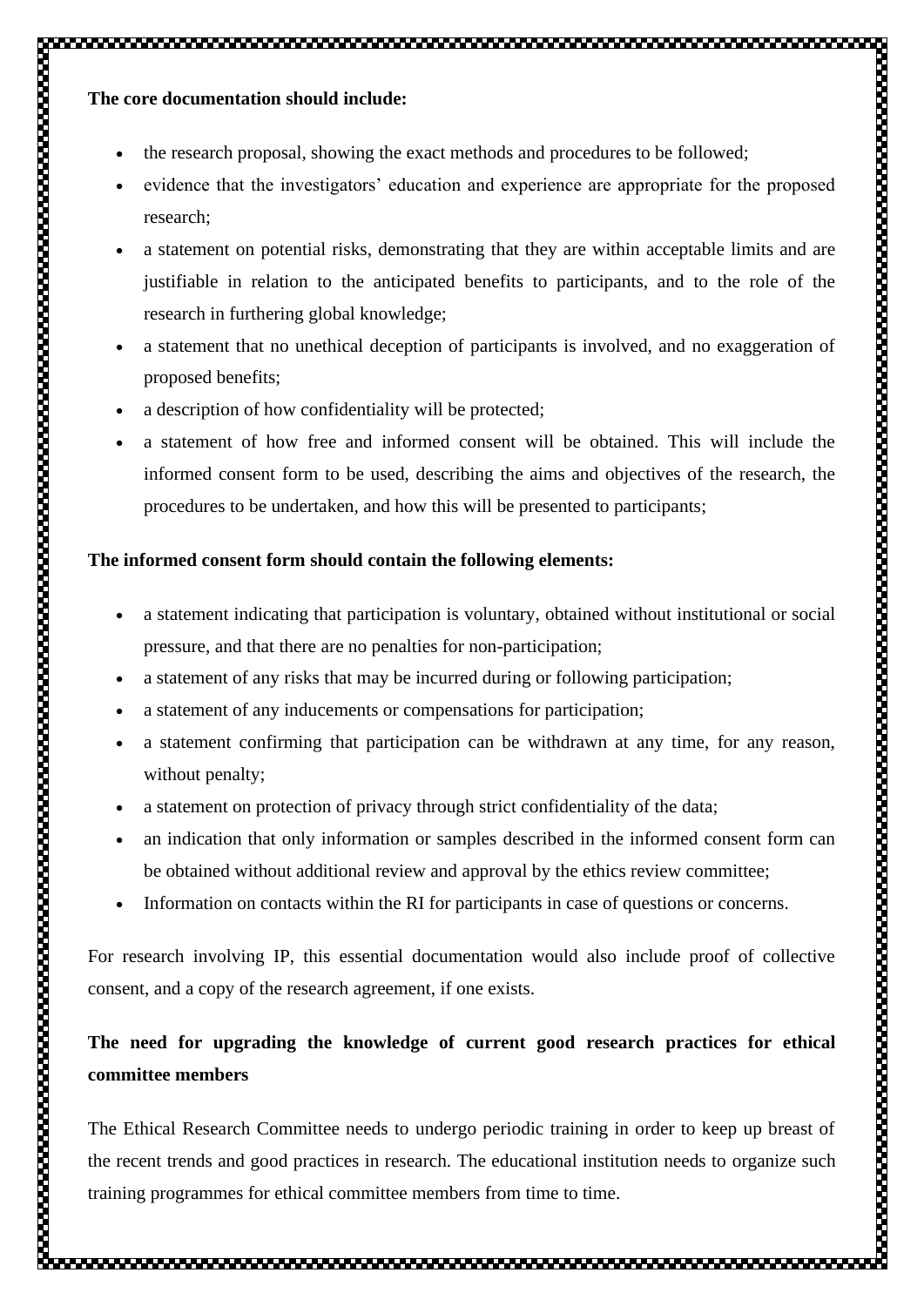**The core documentation should include:**

- the research proposal, showing the exact methods and procedures to be followed;
- evidence that the investigators' education and experience are appropriate for the proposed research;
- a statement on potential risks, demonstrating that they are within acceptable limits and are justifiable in relation to the anticipated benefits to participants, and to the role of the research in furthering global knowledge;
- a statement that no unethical deception of participants is involved, and no exaggeration of proposed benefits;
- a description of how confidentiality will be protected;
- a statement of how free and informed consent will be obtained. This will include the informed consent form to be used, describing the aims and objectives of the research, the procedures to be undertaken, and how this will be presented to participants;

**The informed consent form should contain the following elements:**

- a statement indicating that participation is voluntary, obtained without institutional or social pressure, and that there are no penalties for non-participation;
- a statement of any risks that may be incurred during or following participation;
- a statement of any inducements or compensations for participation;
- a statement confirming that participation can be withdrawn at any time, for any reason, without penalty;
- a statement on protection of privacy through strict confidentiality of the data;
- an indication that only information or samples described in the informed consent form can be obtained without additional review and approval by the ethics review committee;
- Information on contacts within the RI for participants in case of questions or concerns.

For research involving IP, this essential documentation would also include proof of collective consent, and a copy of the research agreement, if one exists.

**The need for upgrading the knowledge of current good research practices for ethical committee members**

The Ethical Research Committee needs to undergo periodic training in order to keep up breast of the recent trends and good practices in research. The educational institution needs to organize such training programmes for ethical committee members from time to time.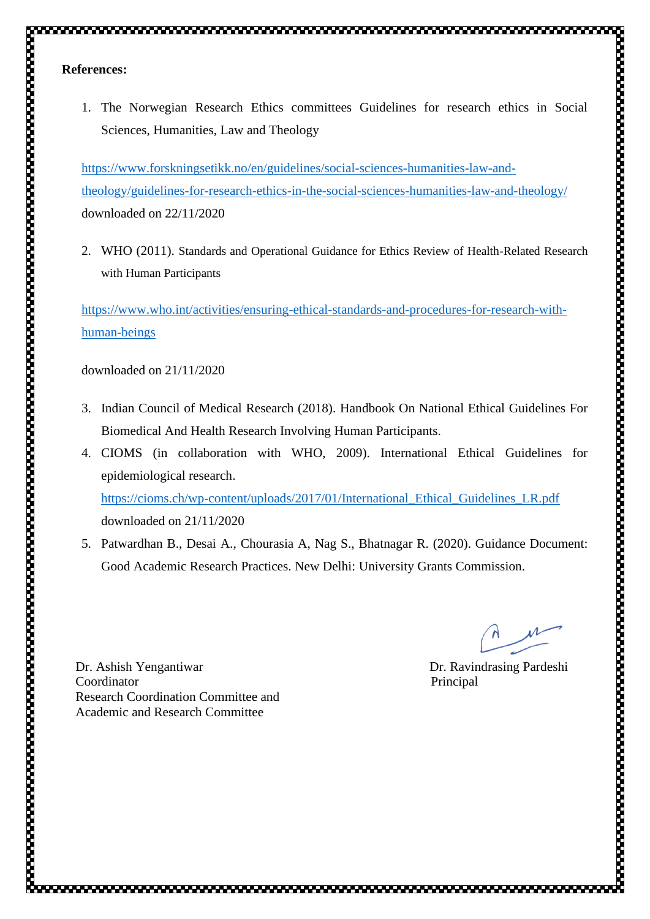**References:**

1. The Norwegian Research Ethics committees Guidelines for research ethics in Social Sciences, Humanities, Law and Theology

   https://www.forskningsetikk.no/en/guidelines/social-sciences-humanities-law-and-theology/guidelines-for-research-ethics-in-the-social-sciences-humanities-law-and-theology/ downloaded on 22/11/2020

2. WHO (2011). Standards and Operational Guidance for Ethics Review of Health-Related Research with Human Participants

   https://www.who.int/activities/ensuring-ethical-standards-and-procedures-for-research-with-human-beings

   downloaded on 21/11/2020

3. Indian Council of Medical Research (2018). Handbook On National Ethical Guidelines For Biomedical And Health Research Involving Human Participants.
4. CIOMS (in collaboration with WHO, 2009). International Ethical Guidelines for epidemiological research.
   https://cioms.ch/wp-content/uploads/2017/01/International_Ethical_Guidelines_LR.pdf
   downloaded on 21/11/2020
5. Patwardhan B., Desai A., Chourasia A, Nag S., Bhatnagar R. (2020). Guidance Document: Good Academic Research Practices. New Delhi: University Grants Commission.

Dr. Ashish Yengantiwar
Coordinator
Research Coordination Committee and
Academic and Research Committee

Dr. Ravindrasing Pardeshi
Principal